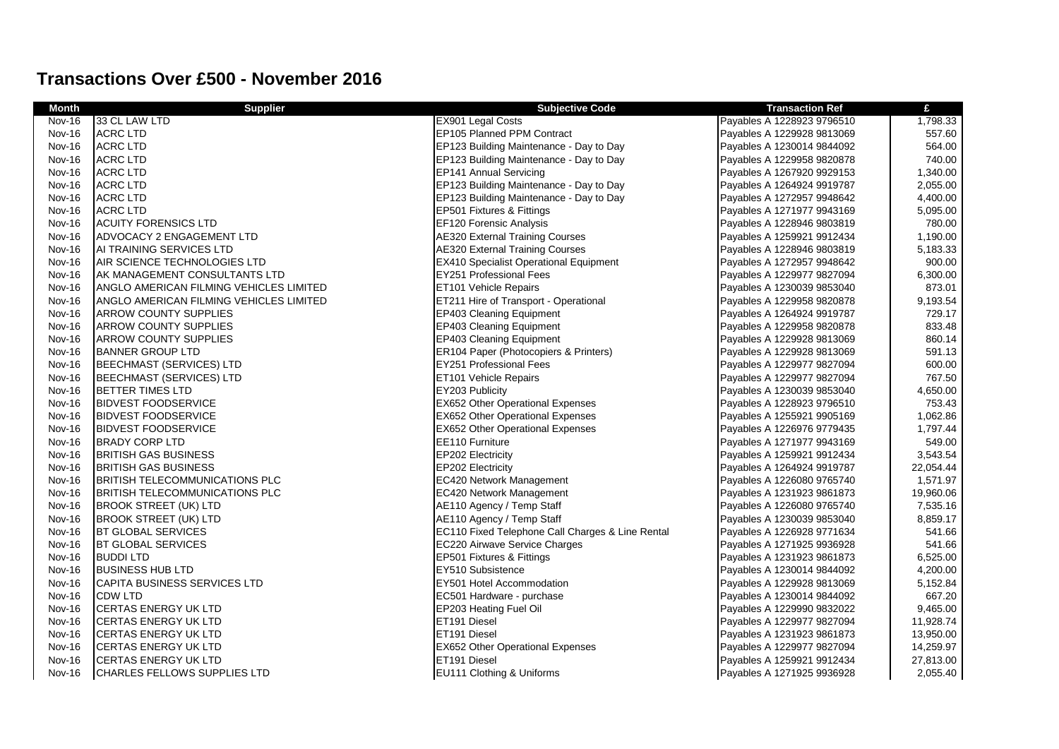# Transactions Over £500 - November 2016

| Month | Supplier | Subjective Code | Transaction Ref | £ |
|---|---|---|---|---|
| Nov-16 | 33 CL LAW LTD | EX901 Legal Costs | Payables A 1228923 9796510 | 1,798.33 |
| Nov-16 | ACRC LTD | EP105 Planned PPM Contract | Payables A 1229928 9813069 | 557.60 |
| Nov-16 | ACRC LTD | EP123 Building Maintenance - Day to Day | Payables A 1230014 9844092 | 564.00 |
| Nov-16 | ACRC LTD | EP123 Building Maintenance - Day to Day | Payables A 1229958 9820878 | 740.00 |
| Nov-16 | ACRC LTD | EP141 Annual Servicing | Payables A 1267920 9929153 | 1,340.00 |
| Nov-16 | ACRC LTD | EP123 Building Maintenance - Day to Day | Payables A 1264924 9919787 | 2,055.00 |
| Nov-16 | ACRC LTD | EP123 Building Maintenance - Day to Day | Payables A 1272957 9948642 | 4,400.00 |
| Nov-16 | ACRC LTD | EP501 Fixtures & Fittings | Payables A 1271977 9943169 | 5,095.00 |
| Nov-16 | ACUITY FORENSICS LTD | EF120 Forensic Analysis | Payables A 1228946 9803819 | 780.00 |
| Nov-16 | ADVOCACY 2 ENGAGEMENT LTD | AE320 External Training Courses | Payables A 1259921 9912434 | 1,190.00 |
| Nov-16 | AI TRAINING SERVICES LTD | AE320 External Training Courses | Payables A 1228946 9803819 | 5,183.33 |
| Nov-16 | AIR SCIENCE TECHNOLOGIES LTD | EX410 Specialist Operational Equipment | Payables A 1272957 9948642 | 900.00 |
| Nov-16 | AK MANAGEMENT CONSULTANTS LTD | EY251 Professional Fees | Payables A 1229977 9827094 | 6,300.00 |
| Nov-16 | ANGLO AMERICAN FILMING VEHICLES LIMITED | ET101 Vehicle Repairs | Payables A 1230039 9853040 | 873.01 |
| Nov-16 | ANGLO AMERICAN FILMING VEHICLES LIMITED | ET211 Hire of Transport - Operational | Payables A 1229958 9820878 | 9,193.54 |
| Nov-16 | ARROW COUNTY SUPPLIES | EP403 Cleaning Equipment | Payables A 1264924 9919787 | 729.17 |
| Nov-16 | ARROW COUNTY SUPPLIES | EP403 Cleaning Equipment | Payables A 1229958 9820878 | 833.48 |
| Nov-16 | ARROW COUNTY SUPPLIES | EP403 Cleaning Equipment | Payables A 1229928 9813069 | 860.14 |
| Nov-16 | BANNER GROUP LTD | ER104 Paper (Photocopiers & Printers) | Payables A 1229928 9813069 | 591.13 |
| Nov-16 | BEECHMAST (SERVICES) LTD | EY251 Professional Fees | Payables A 1229977 9827094 | 600.00 |
| Nov-16 | BEECHMAST (SERVICES) LTD | ET101 Vehicle Repairs | Payables A 1229977 9827094 | 767.50 |
| Nov-16 | BETTER TIMES LTD | EY203 Publicity | Payables A 1230039 9853040 | 4,650.00 |
| Nov-16 | BIDVEST FOODSERVICE | EX652 Other Operational Expenses | Payables A 1228923 9796510 | 753.43 |
| Nov-16 | BIDVEST FOODSERVICE | EX652 Other Operational Expenses | Payables A 1255921 9905169 | 1,062.86 |
| Nov-16 | BIDVEST FOODSERVICE | EX652 Other Operational Expenses | Payables A 1226976 9779435 | 1,797.44 |
| Nov-16 | BRADY CORP LTD | EE110 Furniture | Payables A 1271977 9943169 | 549.00 |
| Nov-16 | BRITISH GAS BUSINESS | EP202 Electricity | Payables A 1259921 9912434 | 3,543.54 |
| Nov-16 | BRITISH GAS BUSINESS | EP202 Electricity | Payables A 1264924 9919787 | 22,054.44 |
| Nov-16 | BRITISH TELECOMMUNICATIONS PLC | EC420 Network Management | Payables A 1226080 9765740 | 1,571.97 |
| Nov-16 | BRITISH TELECOMMUNICATIONS PLC | EC420 Network Management | Payables A 1231923 9861873 | 19,960.06 |
| Nov-16 | BROOK STREET (UK) LTD | AE110 Agency / Temp Staff | Payables A 1226080 9765740 | 7,535.16 |
| Nov-16 | BROOK STREET (UK) LTD | AE110 Agency / Temp Staff | Payables A 1230039 9853040 | 8,859.17 |
| Nov-16 | BT GLOBAL SERVICES | EC110 Fixed Telephone Call Charges & Line Rental | Payables A 1226928 9771634 | 541.66 |
| Nov-16 | BT GLOBAL SERVICES | EC220 Airwave Service Charges | Payables A 1271925 9936928 | 541.66 |
| Nov-16 | BUDDI LTD | EP501 Fixtures & Fittings | Payables A 1231923 9861873 | 6,525.00 |
| Nov-16 | BUSINESS HUB LTD | EY510 Subsistence | Payables A 1230014 9844092 | 4,200.00 |
| Nov-16 | CAPITA BUSINESS SERVICES LTD | EY501 Hotel Accommodation | Payables A 1229928 9813069 | 5,152.84 |
| Nov-16 | CDW LTD | EC501 Hardware - purchase | Payables A 1230014 9844092 | 667.20 |
| Nov-16 | CERTAS ENERGY UK LTD | EP203 Heating Fuel Oil | Payables A 1229990 9832022 | 9,465.00 |
| Nov-16 | CERTAS ENERGY UK LTD | ET191 Diesel | Payables A 1229977 9827094 | 11,928.74 |
| Nov-16 | CERTAS ENERGY UK LTD | ET191 Diesel | Payables A 1231923 9861873 | 13,950.00 |
| Nov-16 | CERTAS ENERGY UK LTD | EX652 Other Operational Expenses | Payables A 1229977 9827094 | 14,259.97 |
| Nov-16 | CERTAS ENERGY UK LTD | ET191 Diesel | Payables A 1259921 9912434 | 27,813.00 |
| Nov-16 | CHARLES FELLOWS SUPPLIES LTD | EU111 Clothing & Uniforms | Payables A 1271925 9936928 | 2,055.40 |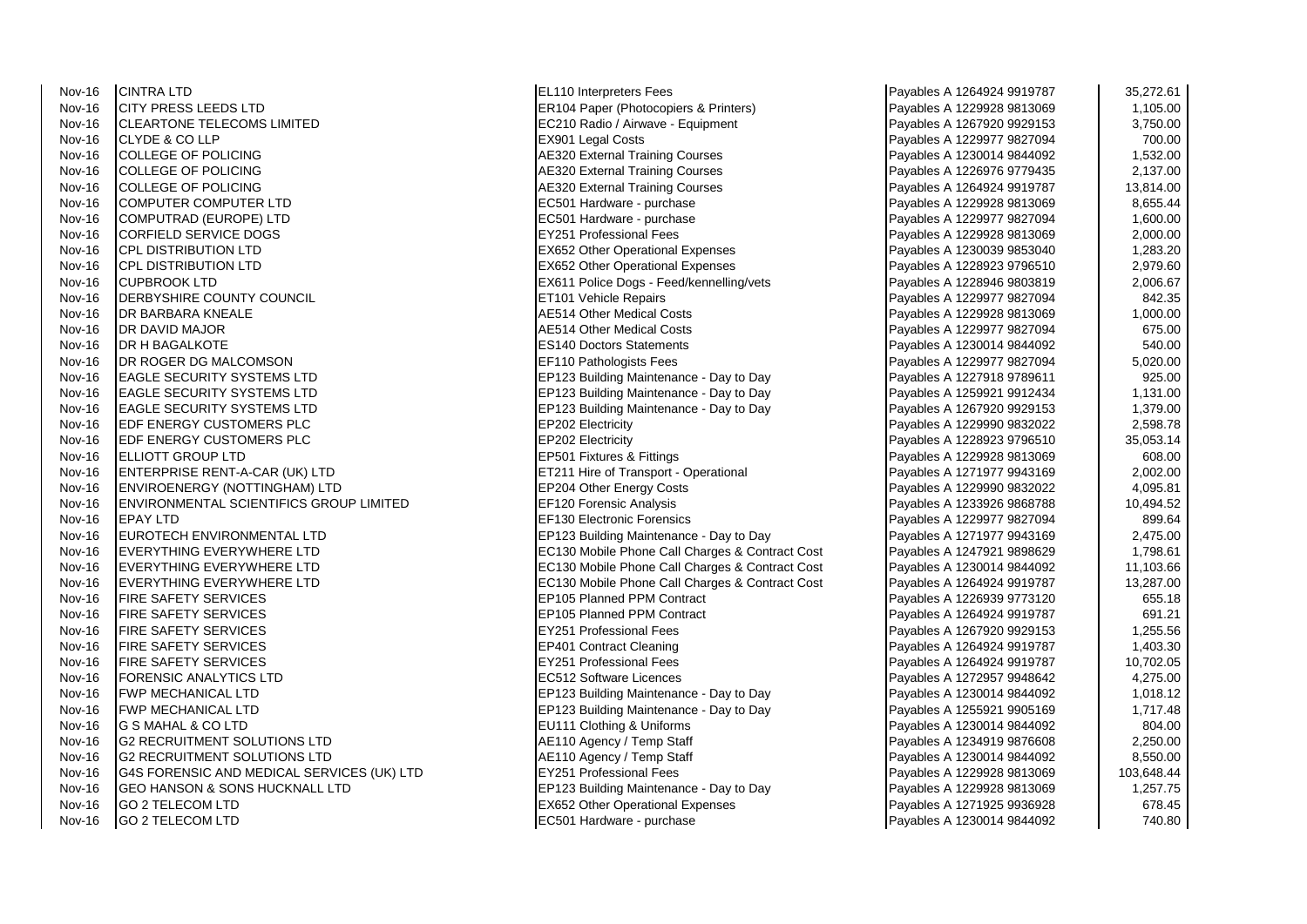| | | | | |
|---|---|---|---|---|
| Nov-16 | CINTRA LTD | EL110 Interpreters Fees | Payables A 1264924 9919787 | 35,272.61 |
| Nov-16 | CITY PRESS LEEDS LTD | ER104 Paper (Photocopiers & Printers) | Payables A 1229928 9813069 | 1,105.00 |
| Nov-16 | CLEARTONE TELECOMS LIMITED | EC210 Radio / Airwave - Equipment | Payables A 1267920 9929153 | 3,750.00 |
| Nov-16 | CLYDE & CO LLP | EX901 Legal Costs | Payables A 1229977 9827094 | 700.00 |
| Nov-16 | COLLEGE OF POLICING | AE320 External Training Courses | Payables A 1230014 9844092 | 1,532.00 |
| Nov-16 | COLLEGE OF POLICING | AE320 External Training Courses | Payables A 1226976 9779435 | 2,137.00 |
| Nov-16 | COLLEGE OF POLICING | AE320 External Training Courses | Payables A 1264924 9919787 | 13,814.00 |
| Nov-16 | COMPUTER COMPUTER LTD | EC501 Hardware - purchase | Payables A 1229928 9813069 | 8,655.44 |
| Nov-16 | COMPUTRAD (EUROPE) LTD | EC501 Hardware - purchase | Payables A 1229977 9827094 | 1,600.00 |
| Nov-16 | CORFIELD SERVICE DOGS | EY251 Professional Fees | Payables A 1229928 9813069 | 2,000.00 |
| Nov-16 | CPL DISTRIBUTION LTD | EX652 Other Operational Expenses | Payables A 1230039 9853040 | 1,283.20 |
| Nov-16 | CPL DISTRIBUTION LTD | EX652 Other Operational Expenses | Payables A 1228923 9796510 | 2,979.60 |
| Nov-16 | CUPBROOK LTD | EX611 Police Dogs - Feed/kennelling/vets | Payables A 1228946 9803819 | 2,006.67 |
| Nov-16 | DERBYSHIRE COUNTY COUNCIL | ET101 Vehicle Repairs | Payables A 1229977 9827094 | 842.35 |
| Nov-16 | DR BARBARA KNEALE | AE514 Other Medical Costs | Payables A 1229928 9813069 | 1,000.00 |
| Nov-16 | DR DAVID MAJOR | AE514 Other Medical Costs | Payables A 1229977 9827094 | 675.00 |
| Nov-16 | DR H BAGALKOTE | ES140 Doctors Statements | Payables A 1230014 9844092 | 540.00 |
| Nov-16 | DR ROGER DG MALCOMSON | EF110 Pathologists Fees | Payables A 1229977 9827094 | 5,020.00 |
| Nov-16 | EAGLE SECURITY SYSTEMS LTD | EP123 Building Maintenance - Day to Day | Payables A 1227918 9789611 | 925.00 |
| Nov-16 | EAGLE SECURITY SYSTEMS LTD | EP123 Building Maintenance - Day to Day | Payables A 1259921 9912434 | 1,131.00 |
| Nov-16 | EAGLE SECURITY SYSTEMS LTD | EP123 Building Maintenance - Day to Day | Payables A 1267920 9929153 | 1,379.00 |
| Nov-16 | EDF ENERGY CUSTOMERS PLC | EP202 Electricity | Payables A 1229990 9832022 | 2,598.78 |
| Nov-16 | EDF ENERGY CUSTOMERS PLC | EP202 Electricity | Payables A 1228923 9796510 | 35,053.14 |
| Nov-16 | ELLIOTT GROUP LTD | EP501 Fixtures & Fittings | Payables A 1229928 9813069 | 608.00 |
| Nov-16 | ENTERPRISE RENT-A-CAR (UK) LTD | ET211 Hire of Transport - Operational | Payables A 1271977 9943169 | 2,002.00 |
| Nov-16 | ENVIROENERGY (NOTTINGHAM) LTD | EP204 Other Energy Costs | Payables A 1229990 9832022 | 4,095.81 |
| Nov-16 | ENVIRONMENTAL SCIENTIFICS GROUP LIMITED | EF120 Forensic Analysis | Payables A 1233926 9868788 | 10,494.52 |
| Nov-16 | EPAY LTD | EF130 Electronic Forensics | Payables A 1229977 9827094 | 899.64 |
| Nov-16 | EUROTECH ENVIRONMENTAL LTD | EP123 Building Maintenance - Day to Day | Payables A 1271977 9943169 | 2,475.00 |
| Nov-16 | EVERYTHING EVERYWHERE LTD | EC130 Mobile Phone Call Charges & Contract Cost | Payables A 1247921 9898629 | 1,798.61 |
| Nov-16 | EVERYTHING EVERYWHERE LTD | EC130 Mobile Phone Call Charges & Contract Cost | Payables A 1230014 9844092 | 11,103.66 |
| Nov-16 | EVERYTHING EVERYWHERE LTD | EC130 Mobile Phone Call Charges & Contract Cost | Payables A 1264924 9919787 | 13,287.00 |
| Nov-16 | FIRE SAFETY SERVICES | EP105 Planned PPM Contract | Payables A 1226939 9773120 | 655.18 |
| Nov-16 | FIRE SAFETY SERVICES | EP105 Planned PPM Contract | Payables A 1264924 9919787 | 691.21 |
| Nov-16 | FIRE SAFETY SERVICES | EY251 Professional Fees | Payables A 1267920 9929153 | 1,255.56 |
| Nov-16 | FIRE SAFETY SERVICES | EP401 Contract Cleaning | Payables A 1264924 9919787 | 1,403.30 |
| Nov-16 | FIRE SAFETY SERVICES | EY251 Professional Fees | Payables A 1264924 9919787 | 10,702.05 |
| Nov-16 | FORENSIC ANALYTICS LTD | EC512 Software Licences | Payables A 1272957 9948642 | 4,275.00 |
| Nov-16 | FWP MECHANICAL LTD | EP123 Building Maintenance - Day to Day | Payables A 1230014 9844092 | 1,018.12 |
| Nov-16 | FWP MECHANICAL LTD | EP123 Building Maintenance - Day to Day | Payables A 1255921 9905169 | 1,717.48 |
| Nov-16 | G S MAHAL & CO LTD | EU111 Clothing & Uniforms | Payables A 1230014 9844092 | 804.00 |
| Nov-16 | G2 RECRUITMENT SOLUTIONS LTD | AE110 Agency / Temp Staff | Payables A 1234919 9876608 | 2,250.00 |
| Nov-16 | G2 RECRUITMENT SOLUTIONS LTD | AE110 Agency / Temp Staff | Payables A 1230014 9844092 | 8,550.00 |
| Nov-16 | G4S FORENSIC AND MEDICAL SERVICES (UK) LTD | EY251 Professional Fees | Payables A 1229928 9813069 | 103,648.44 |
| Nov-16 | GEO HANSON & SONS HUCKNALL LTD | EP123 Building Maintenance - Day to Day | Payables A 1229928 9813069 | 1,257.75 |
| Nov-16 | GO 2 TELECOM LTD | EX652 Other Operational Expenses | Payables A 1271925 9936928 | 678.45 |
| Nov-16 | GO 2 TELECOM LTD | EC501 Hardware - purchase | Payables A 1230014 9844092 | 740.80 |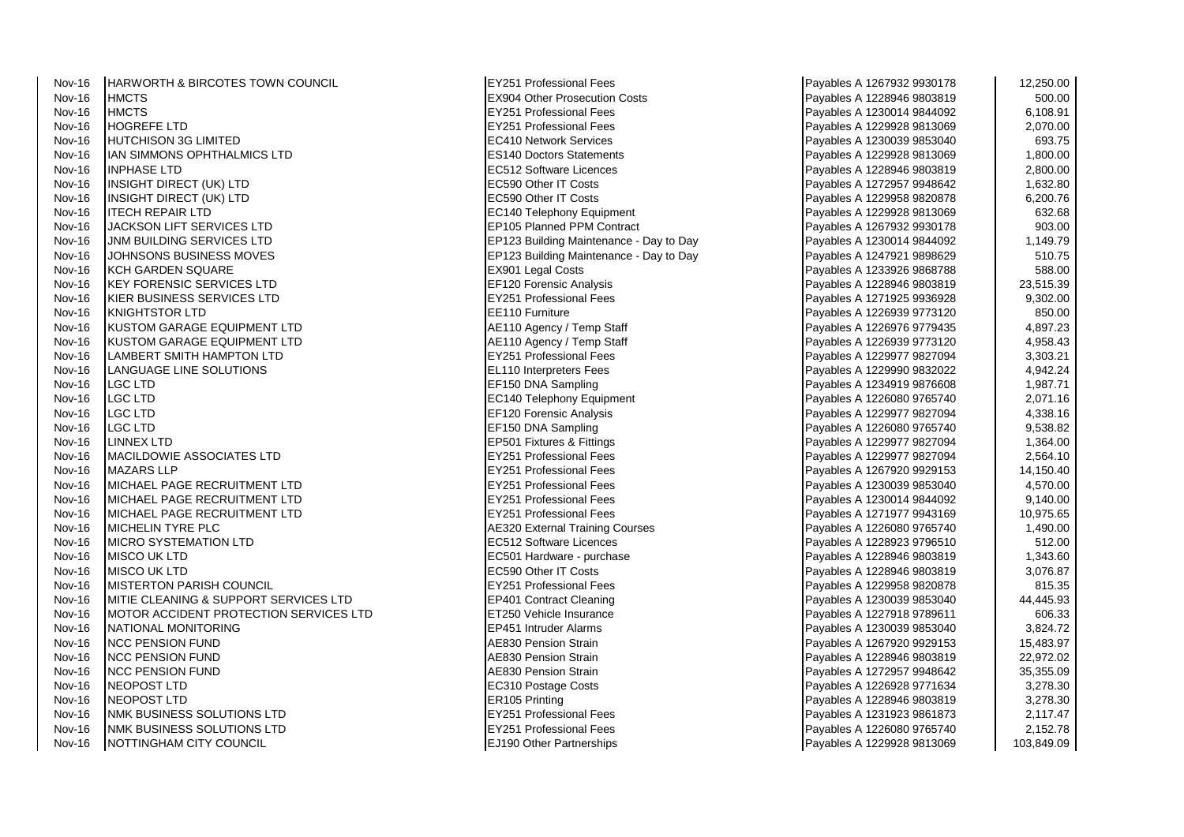| | | | | |
|---|---|---|---|---|
| Nov-16 | HARWORTH & BIRCOTES TOWN COUNCIL | EY251 Professional Fees | Payables A 1267932 9930178 | 12,250.00 |
| Nov-16 | HMCTS | EX904 Other Prosecution Costs | Payables A 1228946 9803819 | 500.00 |
| Nov-16 | HMCTS | EY251 Professional Fees | Payables A 1230014 9844092 | 6,108.91 |
| Nov-16 | HOGREFE LTD | EY251 Professional Fees | Payables A 1229928 9813069 | 2,070.00 |
| Nov-16 | HUTCHISON 3G LIMITED | EC410 Network Services | Payables A 1230039 9853040 | 693.75 |
| Nov-16 | IAN SIMMONS OPHTHALMICS LTD | ES140 Doctors Statements | Payables A 1229928 9813069 | 1,800.00 |
| Nov-16 | INPHASE LTD | EC512 Software Licences | Payables A 1228946 9803819 | 2,800.00 |
| Nov-16 | INSIGHT DIRECT (UK) LTD | EC590 Other IT Costs | Payables A 1272957 9948642 | 1,632.80 |
| Nov-16 | INSIGHT DIRECT (UK) LTD | EC590 Other IT Costs | Payables A 1229958 9820878 | 6,200.76 |
| Nov-16 | ITECH REPAIR LTD | EC140 Telephony Equipment | Payables A 1229928 9813069 | 632.68 |
| Nov-16 | JACKSON LIFT SERVICES LTD | EP105 Planned PPM Contract | Payables A 1267932 9930178 | 903.00 |
| Nov-16 | JNM BUILDING SERVICES LTD | EP123 Building Maintenance - Day to Day | Payables A 1230014 9844092 | 1,149.79 |
| Nov-16 | JOHNSONS BUSINESS MOVES | EP123 Building Maintenance - Day to Day | Payables A 1247921 9898629 | 510.75 |
| Nov-16 | KCH GARDEN SQUARE | EX901 Legal Costs | Payables A 1233926 9868788 | 588.00 |
| Nov-16 | KEY FORENSIC SERVICES LTD | EF120 Forensic Analysis | Payables A 1228946 9803819 | 23,515.39 |
| Nov-16 | KIER BUSINESS SERVICES LTD | EY251 Professional Fees | Payables A 1271925 9936928 | 9,302.00 |
| Nov-16 | KNIGHTSTOR LTD | EE110 Furniture | Payables A 1226939 9773120 | 850.00 |
| Nov-16 | KUSTOM GARAGE EQUIPMENT LTD | AE110 Agency / Temp Staff | Payables A 1226976 9779435 | 4,897.23 |
| Nov-16 | KUSTOM GARAGE EQUIPMENT LTD | AE110 Agency / Temp Staff | Payables A 1226939 9773120 | 4,958.43 |
| Nov-16 | LAMBERT SMITH HAMPTON LTD | EY251 Professional Fees | Payables A 1229977 9827094 | 3,303.21 |
| Nov-16 | LANGUAGE LINE SOLUTIONS | EL110 Interpreters Fees | Payables A 1229990 9832022 | 4,942.24 |
| Nov-16 | LGC LTD | EF150 DNA Sampling | Payables A 1234919 9876608 | 1,987.71 |
| Nov-16 | LGC LTD | EC140 Telephony Equipment | Payables A 1226080 9765740 | 2,071.16 |
| Nov-16 | LGC LTD | EF120 Forensic Analysis | Payables A 1229977 9827094 | 4,338.16 |
| Nov-16 | LGC LTD | EF150 DNA Sampling | Payables A 1226080 9765740 | 9,538.82 |
| Nov-16 | LINNEX LTD | EP501 Fixtures & Fittings | Payables A 1229977 9827094 | 1,364.00 |
| Nov-16 | MACILDOWIE ASSOCIATES LTD | EY251 Professional Fees | Payables A 1229977 9827094 | 2,564.10 |
| Nov-16 | MAZARS LLP | EY251 Professional Fees | Payables A 1267920 9929153 | 14,150.40 |
| Nov-16 | MICHAEL PAGE RECRUITMENT LTD | EY251 Professional Fees | Payables A 1230039 9853040 | 4,570.00 |
| Nov-16 | MICHAEL PAGE RECRUITMENT LTD | EY251 Professional Fees | Payables A 1230014 9844092 | 9,140.00 |
| Nov-16 | MICHAEL PAGE RECRUITMENT LTD | EY251 Professional Fees | Payables A 1271977 9943169 | 10,975.65 |
| Nov-16 | MICHELIN TYRE PLC | AE320 External Training Courses | Payables A 1226080 9765740 | 1,490.00 |
| Nov-16 | MICRO SYSTEMATION LTD | EC512 Software Licences | Payables A 1228923 9796510 | 512.00 |
| Nov-16 | MISCO UK LTD | EC501 Hardware - purchase | Payables A 1228946 9803819 | 1,343.60 |
| Nov-16 | MISCO UK LTD | EC590 Other IT Costs | Payables A 1228946 9803819 | 3,076.87 |
| Nov-16 | MISTERTON PARISH COUNCIL | EY251 Professional Fees | Payables A 1229958 9820878 | 815.35 |
| Nov-16 | MITIE CLEANING & SUPPORT SERVICES LTD | EP401 Contract Cleaning | Payables A 1230039 9853040 | 44,445.93 |
| Nov-16 | MOTOR ACCIDENT PROTECTION SERVICES LTD | ET250 Vehicle Insurance | Payables A 1227918 9789611 | 606.33 |
| Nov-16 | NATIONAL MONITORING | EP451 Intruder Alarms | Payables A 1230039 9853040 | 3,824.72 |
| Nov-16 | NCC PENSION FUND | AE830 Pension Strain | Payables A 1267920 9929153 | 15,483.97 |
| Nov-16 | NCC PENSION FUND | AE830 Pension Strain | Payables A 1228946 9803819 | 22,972.02 |
| Nov-16 | NCC PENSION FUND | AE830 Pension Strain | Payables A 1272957 9948642 | 35,355.09 |
| Nov-16 | NEOPOST LTD | EC310 Postage Costs | Payables A 1226928 9771634 | 3,278.30 |
| Nov-16 | NEOPOST LTD | ER105 Printing | Payables A 1228946 9803819 | 3,278.30 |
| Nov-16 | NMK BUSINESS SOLUTIONS LTD | EY251 Professional Fees | Payables A 1231923 9861873 | 2,117.47 |
| Nov-16 | NMK BUSINESS SOLUTIONS LTD | EY251 Professional Fees | Payables A 1226080 9765740 | 2,152.78 |
| Nov-16 | NOTTINGHAM CITY COUNCIL | EJ190 Other Partnerships | Payables A 1229928 9813069 | 103,849.09 |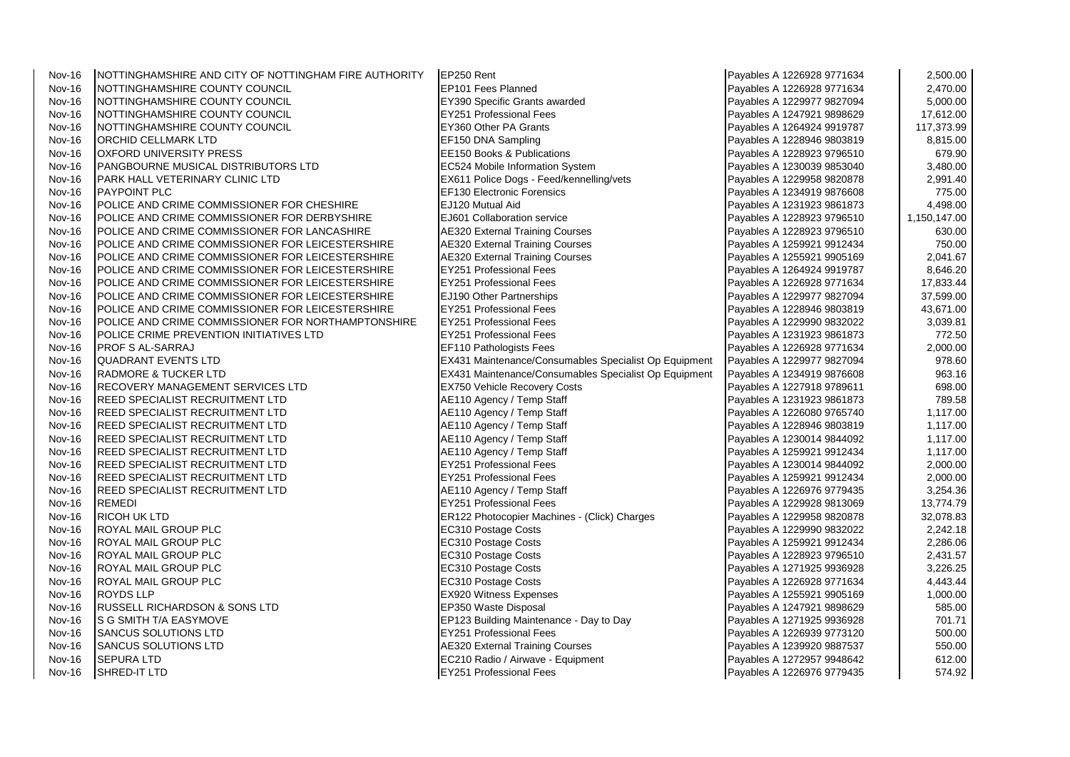| | | | | |
|---|---|---|---|---|
| Nov-16 | NOTTINGHAMSHIRE AND CITY OF NOTTINGHAM FIRE AUTHORITY | EP250 Rent | Payables A 1226928 9771634 | 2,500.00 |
| Nov-16 | NOTTINGHAMSHIRE COUNTY COUNCIL | EP101 Fees Planned | Payables A 1226928 9771634 | 2,470.00 |
| Nov-16 | NOTTINGHAMSHIRE COUNTY COUNCIL | EY390 Specific Grants awarded | Payables A 1229977 9827094 | 5,000.00 |
| Nov-16 | NOTTINGHAMSHIRE COUNTY COUNCIL | EY251 Professional Fees | Payables A 1247921 9898629 | 17,612.00 |
| Nov-16 | NOTTINGHAMSHIRE COUNTY COUNCIL | EY360 Other PA Grants | Payables A 1264924 9919787 | 117,373.99 |
| Nov-16 | ORCHID CELLMARK LTD | EF150 DNA Sampling | Payables A 1228946 9803819 | 8,815.00 |
| Nov-16 | OXFORD UNIVERSITY PRESS | EE150 Books & Publications | Payables A 1228923 9796510 | 679.90 |
| Nov-16 | PANGBOURNE MUSICAL DISTRIBUTORS LTD | EC524 Mobile Information System | Payables A 1230039 9853040 | 3,480.00 |
| Nov-16 | PARK HALL VETERINARY CLINIC LTD | EX611 Police Dogs - Feed/kennelling/vets | Payables A 1229958 9820878 | 2,991.40 |
| Nov-16 | PAYPOINT PLC | EF130 Electronic Forensics | Payables A 1234919 9876608 | 775.00 |
| Nov-16 | POLICE AND CRIME COMMISSIONER FOR CHESHIRE | EJ120 Mutual Aid | Payables A 1231923 9861873 | 4,498.00 |
| Nov-16 | POLICE AND CRIME COMMISSIONER FOR DERBYSHIRE | EJ601 Collaboration service | Payables A 1228923 9796510 | 1,150,147.00 |
| Nov-16 | POLICE AND CRIME COMMISSIONER FOR LANCASHIRE | AE320 External Training Courses | Payables A 1228923 9796510 | 630.00 |
| Nov-16 | POLICE AND CRIME COMMISSIONER FOR LEICESTERSHIRE | AE320 External Training Courses | Payables A 1259921 9912434 | 750.00 |
| Nov-16 | POLICE AND CRIME COMMISSIONER FOR LEICESTERSHIRE | AE320 External Training Courses | Payables A 1255921 9905169 | 2,041.67 |
| Nov-16 | POLICE AND CRIME COMMISSIONER FOR LEICESTERSHIRE | EY251 Professional Fees | Payables A 1264924 9919787 | 8,646.20 |
| Nov-16 | POLICE AND CRIME COMMISSIONER FOR LEICESTERSHIRE | EY251 Professional Fees | Payables A 1226928 9771634 | 17,833.44 |
| Nov-16 | POLICE AND CRIME COMMISSIONER FOR LEICESTERSHIRE | EJ190 Other Partnerships | Payables A 1229977 9827094 | 37,599.00 |
| Nov-16 | POLICE AND CRIME COMMISSIONER FOR LEICESTERSHIRE | EY251 Professional Fees | Payables A 1228946 9803819 | 43,671.00 |
| Nov-16 | POLICE AND CRIME COMMISSIONER FOR NORTHAMPTONSHIRE | EY251 Professional Fees | Payables A 1229990 9832022 | 3,039.81 |
| Nov-16 | POLICE CRIME PREVENTION INITIATIVES LTD | EY251 Professional Fees | Payables A 1231923 9861873 | 772.50 |
| Nov-16 | PROF S AL-SARRAJ | EF110 Pathologists Fees | Payables A 1226928 9771634 | 2,000.00 |
| Nov-16 | QUADRANT EVENTS LTD | EX431 Maintenance/Consumables Specialist Op Equipment | Payables A 1229977 9827094 | 978.60 |
| Nov-16 | RADMORE & TUCKER LTD | EX431 Maintenance/Consumables Specialist Op Equipment | Payables A 1234919 9876608 | 963.16 |
| Nov-16 | RECOVERY MANAGEMENT SERVICES LTD | EX750 Vehicle Recovery Costs | Payables A 1227918 9789611 | 698.00 |
| Nov-16 | REED SPECIALIST RECRUITMENT LTD | AE110 Agency / Temp Staff | Payables A 1231923 9861873 | 789.58 |
| Nov-16 | REED SPECIALIST RECRUITMENT LTD | AE110 Agency / Temp Staff | Payables A 1226080 9765740 | 1,117.00 |
| Nov-16 | REED SPECIALIST RECRUITMENT LTD | AE110 Agency / Temp Staff | Payables A 1228946 9803819 | 1,117.00 |
| Nov-16 | REED SPECIALIST RECRUITMENT LTD | AE110 Agency / Temp Staff | Payables A 1230014 9844092 | 1,117.00 |
| Nov-16 | REED SPECIALIST RECRUITMENT LTD | AE110 Agency / Temp Staff | Payables A 1259921 9912434 | 1,117.00 |
| Nov-16 | REED SPECIALIST RECRUITMENT LTD | EY251 Professional Fees | Payables A 1230014 9844092 | 2,000.00 |
| Nov-16 | REED SPECIALIST RECRUITMENT LTD | EY251 Professional Fees | Payables A 1259921 9912434 | 2,000.00 |
| Nov-16 | REED SPECIALIST RECRUITMENT LTD | AE110 Agency / Temp Staff | Payables A 1226976 9779435 | 3,254.36 |
| Nov-16 | REMEDI | EY251 Professional Fees | Payables A 1229928 9813069 | 13,774.79 |
| Nov-16 | RICOH UK LTD | ER122 Photocopier Machines - (Click) Charges | Payables A 1229958 9820878 | 32,078.83 |
| Nov-16 | ROYAL MAIL GROUP PLC | EC310 Postage Costs | Payables A 1229990 9832022 | 2,242.18 |
| Nov-16 | ROYAL MAIL GROUP PLC | EC310 Postage Costs | Payables A 1259921 9912434 | 2,286.06 |
| Nov-16 | ROYAL MAIL GROUP PLC | EC310 Postage Costs | Payables A 1228923 9796510 | 2,431.57 |
| Nov-16 | ROYAL MAIL GROUP PLC | EC310 Postage Costs | Payables A 1271925 9936928 | 3,226.25 |
| Nov-16 | ROYAL MAIL GROUP PLC | EC310 Postage Costs | Payables A 1226928 9771634 | 4,443.44 |
| Nov-16 | ROYDS LLP | EX920 Witness Expenses | Payables A 1255921 9905169 | 1,000.00 |
| Nov-16 | RUSSELL RICHARDSON & SONS LTD | EP350 Waste Disposal | Payables A 1247921 9898629 | 585.00 |
| Nov-16 | S G SMITH T/A EASYMOVE | EP123 Building Maintenance - Day to Day | Payables A 1271925 9936928 | 701.71 |
| Nov-16 | SANCUS SOLUTIONS LTD | EY251 Professional Fees | Payables A 1226939 9773120 | 500.00 |
| Nov-16 | SANCUS SOLUTIONS LTD | AE320 External Training Courses | Payables A 1239920 9887537 | 550.00 |
| Nov-16 | SEPURA LTD | EC210 Radio / Airwave - Equipment | Payables A 1272957 9948642 | 612.00 |
| Nov-16 | SHRED-IT LTD | EY251 Professional Fees | Payables A 1226976 9779435 | 574.92 |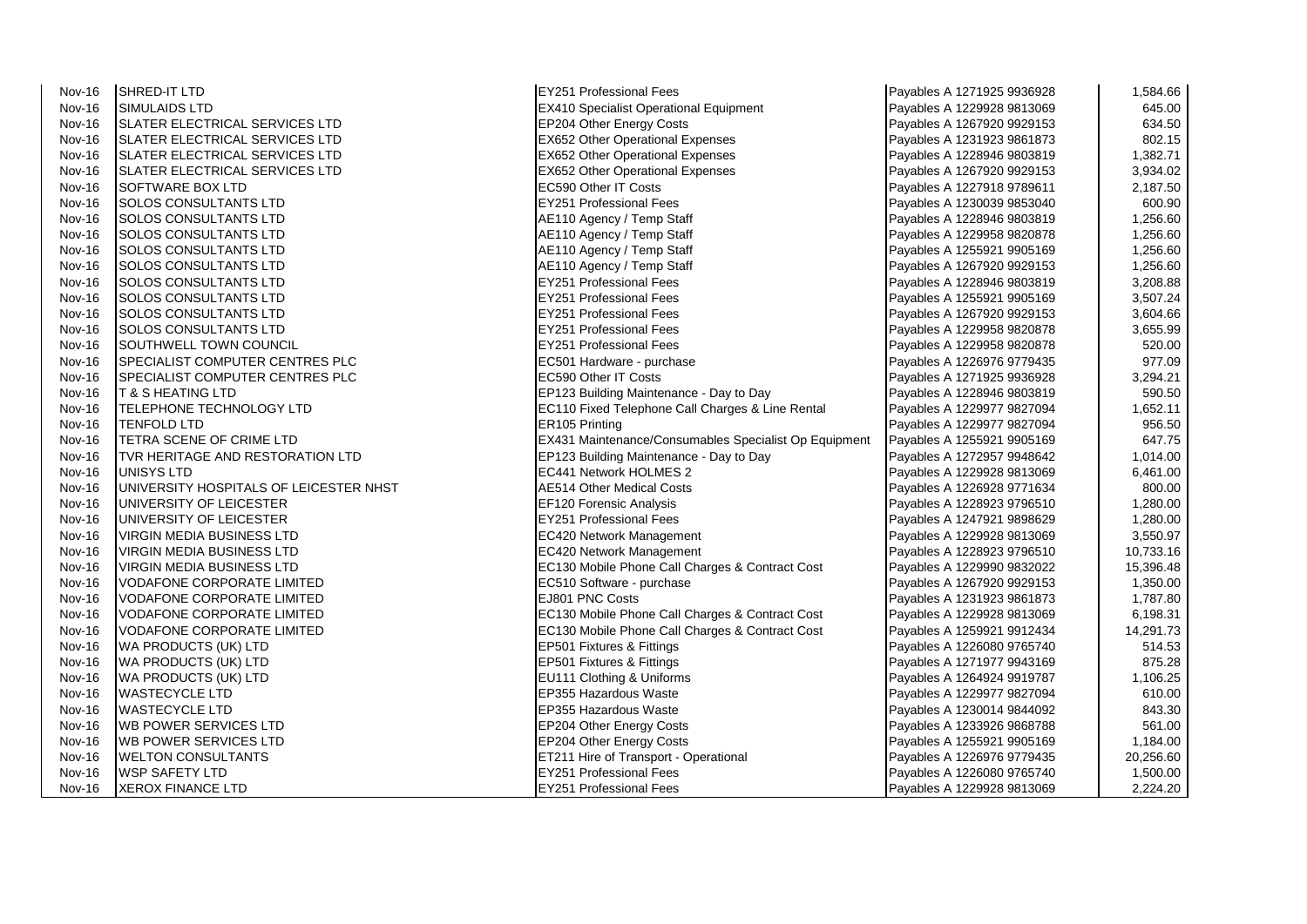| | | | | |
|---|---|---|---|---|
| Nov-16 | SHRED-IT LTD | EY251 Professional Fees | Payables A 1271925 9936928 | 1,584.66 |
| Nov-16 | SIMULAIDS LTD | EX410 Specialist Operational Equipment | Payables A 1229928 9813069 | 645.00 |
| Nov-16 | SLATER ELECTRICAL SERVICES LTD | EP204 Other Energy Costs | Payables A 1267920 9929153 | 634.50 |
| Nov-16 | SLATER ELECTRICAL SERVICES LTD | EX652 Other Operational Expenses | Payables A 1231923 9861873 | 802.15 |
| Nov-16 | SLATER ELECTRICAL SERVICES LTD | EX652 Other Operational Expenses | Payables A 1228946 9803819 | 1,382.71 |
| Nov-16 | SLATER ELECTRICAL SERVICES LTD | EX652 Other Operational Expenses | Payables A 1267920 9929153 | 3,934.02 |
| Nov-16 | SOFTWARE BOX LTD | EC590 Other IT Costs | Payables A 1227918 9789611 | 2,187.50 |
| Nov-16 | SOLOS CONSULTANTS LTD | EY251 Professional Fees | Payables A 1230039 9853040 | 600.90 |
| Nov-16 | SOLOS CONSULTANTS LTD | AE110 Agency / Temp Staff | Payables A 1228946 9803819 | 1,256.60 |
| Nov-16 | SOLOS CONSULTANTS LTD | AE110 Agency / Temp Staff | Payables A 1229958 9820878 | 1,256.60 |
| Nov-16 | SOLOS CONSULTANTS LTD | AE110 Agency / Temp Staff | Payables A 1255921 9905169 | 1,256.60 |
| Nov-16 | SOLOS CONSULTANTS LTD | AE110 Agency / Temp Staff | Payables A 1267920 9929153 | 1,256.60 |
| Nov-16 | SOLOS CONSULTANTS LTD | EY251 Professional Fees | Payables A 1228946 9803819 | 3,208.88 |
| Nov-16 | SOLOS CONSULTANTS LTD | EY251 Professional Fees | Payables A 1255921 9905169 | 3,507.24 |
| Nov-16 | SOLOS CONSULTANTS LTD | EY251 Professional Fees | Payables A 1267920 9929153 | 3,604.66 |
| Nov-16 | SOLOS CONSULTANTS LTD | EY251 Professional Fees | Payables A 1229958 9820878 | 3,655.99 |
| Nov-16 | SOUTHWELL TOWN COUNCIL | EY251 Professional Fees | Payables A 1229958 9820878 | 520.00 |
| Nov-16 | SPECIALIST COMPUTER CENTRES PLC | EC501 Hardware - purchase | Payables A 1226976 9779435 | 977.09 |
| Nov-16 | SPECIALIST COMPUTER CENTRES PLC | EC590 Other IT Costs | Payables A 1271925 9936928 | 3,294.21 |
| Nov-16 | T & S HEATING LTD | EP123 Building Maintenance - Day to Day | Payables A 1228946 9803819 | 590.50 |
| Nov-16 | TELEPHONE TECHNOLOGY LTD | EC110 Fixed Telephone Call Charges & Line Rental | Payables A 1229977 9827094 | 1,652.11 |
| Nov-16 | TENFOLD LTD | ER105 Printing | Payables A 1229977 9827094 | 956.50 |
| Nov-16 | TETRA SCENE OF CRIME LTD | EX431 Maintenance/Consumables Specialist Op Equipment | Payables A 1255921 9905169 | 647.75 |
| Nov-16 | TVR HERITAGE AND RESTORATION LTD | EP123 Building Maintenance - Day to Day | Payables A 1272957 9948642 | 1,014.00 |
| Nov-16 | UNISYS LTD | EC441 Network HOLMES 2 | Payables A 1229928 9813069 | 6,461.00 |
| Nov-16 | UNIVERSITY HOSPITALS OF LEICESTER NHST | AE514 Other Medical Costs | Payables A 1226928 9771634 | 800.00 |
| Nov-16 | UNIVERSITY OF LEICESTER | EF120 Forensic Analysis | Payables A 1228923 9796510 | 1,280.00 |
| Nov-16 | UNIVERSITY OF LEICESTER | EY251 Professional Fees | Payables A 1247921 9898629 | 1,280.00 |
| Nov-16 | VIRGIN MEDIA BUSINESS LTD | EC420 Network Management | Payables A 1229928 9813069 | 3,550.97 |
| Nov-16 | VIRGIN MEDIA BUSINESS LTD | EC420 Network Management | Payables A 1228923 9796510 | 10,733.16 |
| Nov-16 | VIRGIN MEDIA BUSINESS LTD | EC130 Mobile Phone Call Charges & Contract Cost | Payables A 1229990 9832022 | 15,396.48 |
| Nov-16 | VODAFONE CORPORATE LIMITED | EC510 Software - purchase | Payables A 1267920 9929153 | 1,350.00 |
| Nov-16 | VODAFONE CORPORATE LIMITED | EJ801 PNC Costs | Payables A 1231923 9861873 | 1,787.80 |
| Nov-16 | VODAFONE CORPORATE LIMITED | EC130 Mobile Phone Call Charges & Contract Cost | Payables A 1229928 9813069 | 6,198.31 |
| Nov-16 | VODAFONE CORPORATE LIMITED | EC130 Mobile Phone Call Charges & Contract Cost | Payables A 1259921 9912434 | 14,291.73 |
| Nov-16 | WA PRODUCTS (UK) LTD | EP501 Fixtures & Fittings | Payables A 1226080 9765740 | 514.53 |
| Nov-16 | WA PRODUCTS (UK) LTD | EP501 Fixtures & Fittings | Payables A 1271977 9943169 | 875.28 |
| Nov-16 | WA PRODUCTS (UK) LTD | EU111 Clothing & Uniforms | Payables A 1264924 9919787 | 1,106.25 |
| Nov-16 | WASTECYCLE LTD | EP355 Hazardous Waste | Payables A 1229977 9827094 | 610.00 |
| Nov-16 | WASTECYCLE LTD | EP355 Hazardous Waste | Payables A 1230014 9844092 | 843.30 |
| Nov-16 | WB POWER SERVICES LTD | EP204 Other Energy Costs | Payables A 1233926 9868788 | 561.00 |
| Nov-16 | WB POWER SERVICES LTD | EP204 Other Energy Costs | Payables A 1255921 9905169 | 1,184.00 |
| Nov-16 | WELTON CONSULTANTS | ET211 Hire of Transport - Operational | Payables A 1226976 9779435 | 20,256.60 |
| Nov-16 | WSP SAFETY LTD | EY251 Professional Fees | Payables A 1226080 9765740 | 1,500.00 |
| Nov-16 | XEROX FINANCE LTD | EY251 Professional Fees | Payables A 1229928 9813069 | 2,224.20 |